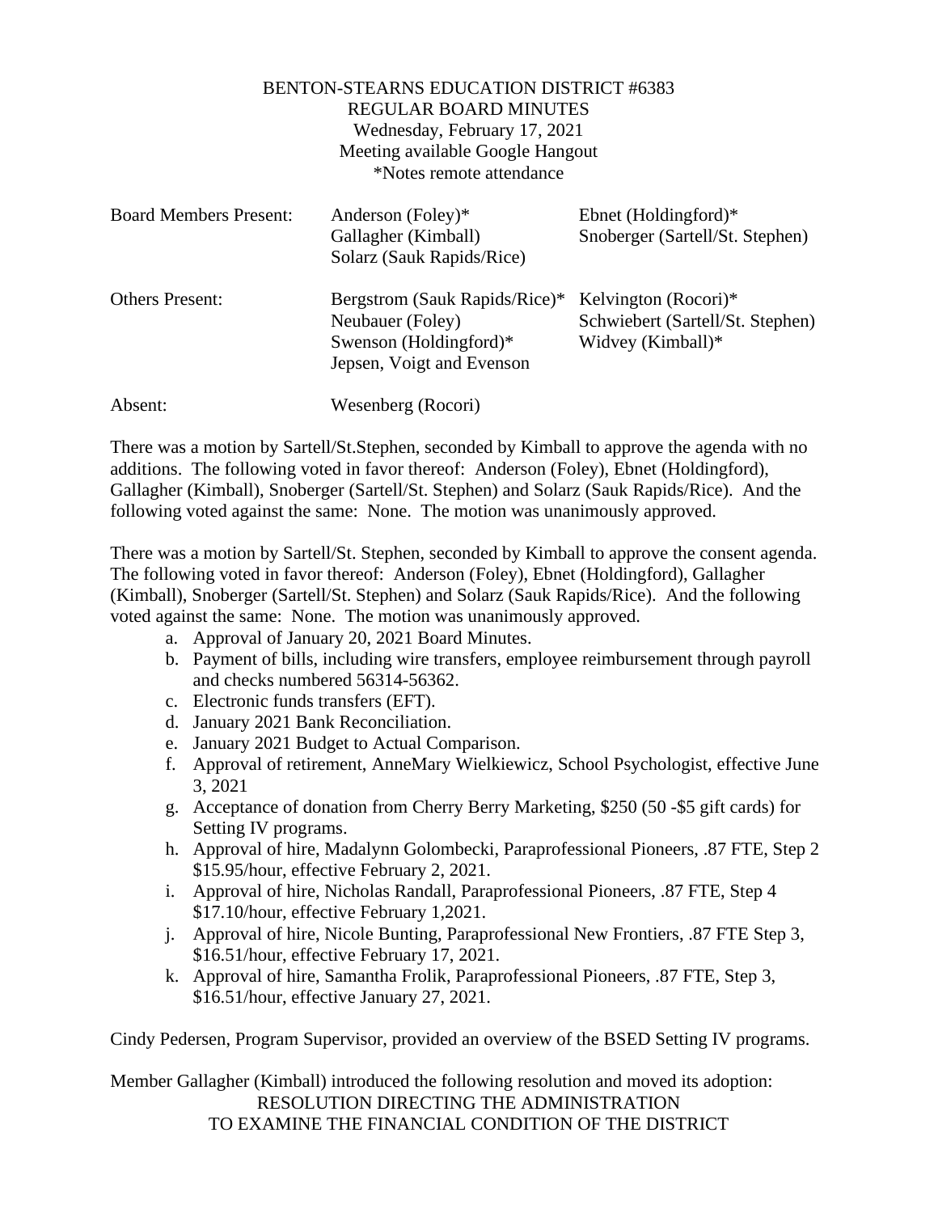BENTON-STEARNS EDUCATION DISTRICT #6383
REGULAR BOARD MINUTES
Wednesday, February 17, 2021
Meeting available Google Hangout
*Notes remote attendance

| | | |
|---|---|---|
| Board Members Present: | Anderson (Foley)*<br>Gallagher (Kimball)<br>Solarz (Sauk Rapids/Rice) | Ebnet (Holdingford)*<br>Snoberger (Sartell/St. Stephen) |
| Others Present: | Bergstrom (Sauk Rapids/Rice)*<br>Neubauer (Foley)<br>Swenson (Holdingford)*<br>Jepsen, Voigt and Evenson | Kelvington (Rocori)*<br>Schwiebert (Sartell/St. Stephen)<br>Widvey (Kimball)* |
| Absent: | Wesenberg (Rocori) | |

There was a motion by Sartell/St.Stephen, seconded by Kimball to approve the agenda with no additions. The following voted in favor thereof: Anderson (Foley), Ebnet (Holdingford), Gallagher (Kimball), Snoberger (Sartell/St. Stephen) and Solarz (Sauk Rapids/Rice). And the following voted against the same: None. The motion was unanimously approved.

There was a motion by Sartell/St. Stephen, seconded by Kimball to approve the consent agenda. The following voted in favor thereof: Anderson (Foley), Ebnet (Holdingford), Gallagher (Kimball), Snoberger (Sartell/St. Stephen) and Solarz (Sauk Rapids/Rice). And the following voted against the same: None. The motion was unanimously approved.

a. Approval of January 20, 2021 Board Minutes.
b. Payment of bills, including wire transfers, employee reimbursement through payroll and checks numbered 56314-56362.
c. Electronic funds transfers (EFT).
d. January 2021 Bank Reconciliation.
e. January 2021 Budget to Actual Comparison.
f. Approval of retirement, AnneMary Wielkiewicz, School Psychologist, effective June 3, 2021
g. Acceptance of donation from Cherry Berry Marketing, $250 (50 -$5 gift cards) for Setting IV programs.
h. Approval of hire, Madalynn Golombecki, Paraprofessional Pioneers, .87 FTE, Step 2 $15.95/hour, effective February 2, 2021.
i. Approval of hire, Nicholas Randall, Paraprofessional Pioneers, .87 FTE, Step 4 $17.10/hour, effective February 1,2021.
j. Approval of hire, Nicole Bunting, Paraprofessional New Frontiers, .87 FTE Step 3, $16.51/hour, effective February 17, 2021.
k. Approval of hire, Samantha Frolik, Paraprofessional Pioneers, .87 FTE, Step 3, $16.51/hour, effective January 27, 2021.

Cindy Pedersen, Program Supervisor, provided an overview of the BSED Setting IV programs.

Member Gallagher (Kimball) introduced the following resolution and moved its adoption:

RESOLUTION DIRECTING THE ADMINISTRATION
TO EXAMINE THE FINANCIAL CONDITION OF THE DISTRICT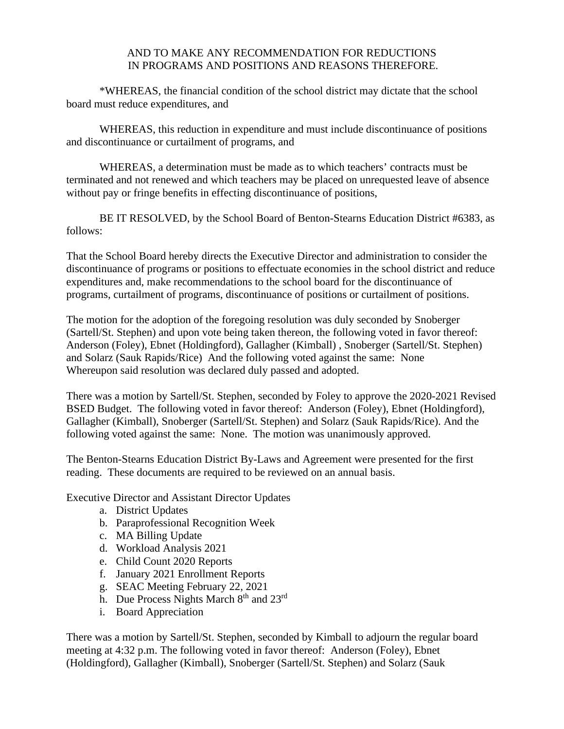AND TO MAKE ANY RECOMMENDATION FOR REDUCTIONS
IN PROGRAMS AND POSITIONS AND REASONS THEREFORE.

*WHEREAS, the financial condition of the school district may dictate that the school board must reduce expenditures, and

WHEREAS, this reduction in expenditure and must include discontinuance of positions and discontinuance or curtailment of programs, and

WHEREAS, a determination must be made as to which teachers' contracts must be terminated and not renewed and which teachers may be placed on unrequested leave of absence without pay or fringe benefits in effecting discontinuance of positions,

BE IT RESOLVED, by the School Board of Benton-Stearns Education District #6383, as follows:

That the School Board hereby directs the Executive Director and administration to consider the discontinuance of programs or positions to effectuate economies in the school district and reduce expenditures and, make recommendations to the school board for the discontinuance of programs, curtailment of programs, discontinuance of positions or curtailment of positions.

The motion for the adoption of the foregoing resolution was duly seconded by Snoberger (Sartell/St. Stephen) and upon vote being taken thereon, the following voted in favor thereof: Anderson (Foley), Ebnet (Holdingford), Gallagher (Kimball) , Snoberger (Sartell/St. Stephen) and Solarz (Sauk Rapids/Rice) And the following voted against the same: None
Whereupon said resolution was declared duly passed and adopted.

There was a motion by Sartell/St. Stephen, seconded by Foley to approve the 2020-2021 Revised BSED Budget. The following voted in favor thereof: Anderson (Foley), Ebnet (Holdingford), Gallagher (Kimball), Snoberger (Sartell/St. Stephen) and Solarz (Sauk Rapids/Rice). And the following voted against the same: None. The motion was unanimously approved.

The Benton-Stearns Education District By-Laws and Agreement were presented for the first reading. These documents are required to be reviewed on an annual basis.

Executive Director and Assistant Director Updates

a. District Updates
b. Paraprofessional Recognition Week
c. MA Billing Update
d. Workload Analysis 2021
e. Child Count 2020 Reports
f. January 2021 Enrollment Reports
g. SEAC Meeting February 22, 2021
h. Due Process Nights March 8th and 23rd
i. Board Appreciation

There was a motion by Sartell/St. Stephen, seconded by Kimball to adjourn the regular board meeting at 4:32 p.m. The following voted in favor thereof: Anderson (Foley), Ebnet (Holdingford), Gallagher (Kimball), Snoberger (Sartell/St. Stephen) and Solarz (Sauk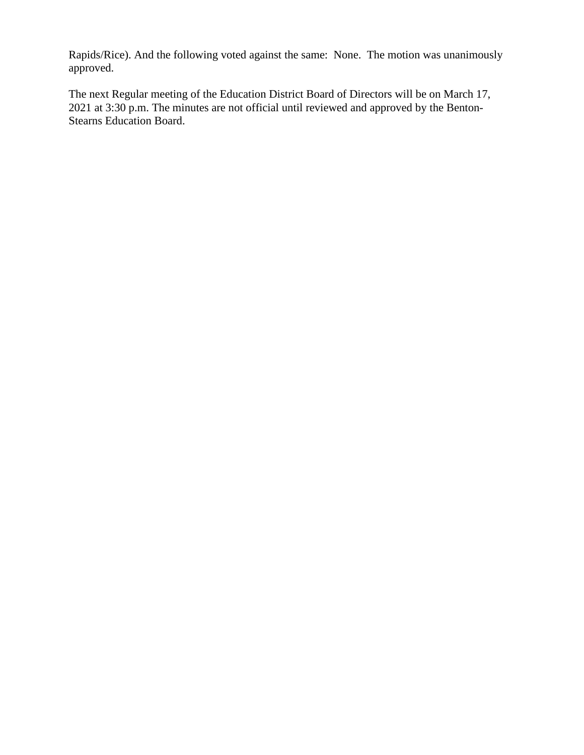Rapids/Rice). And the following voted against the same: None. The motion was unanimously approved.

The next Regular meeting of the Education District Board of Directors will be on March 17, 2021 at 3:30 p.m. The minutes are not official until reviewed and approved by the Benton-Stearns Education Board.